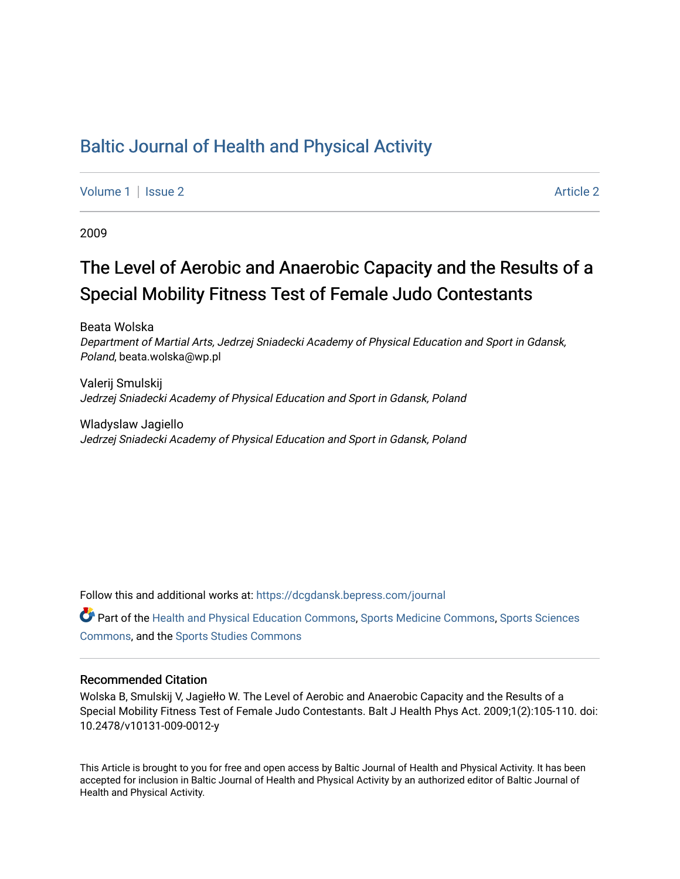# Baltic Journal of Health and Physical Activity

Volume 1 | Issue 2 Article 2

2009

## The Level of Aerobic and Anaerobic Capacity and the Results of a Special Mobility Fitness Test of Female Judo Contestants

Beata Wolska
*Department of Martial Arts, Jedrzej Sniadecki Academy of Physical Education and Sport in Gdansk, Poland*, beata.wolska@wp.pl

Valerij Smulskij
*Jedrzej Sniadecki Academy of Physical Education and Sport in Gdansk, Poland*

Wladyslaw Jagiello
*Jedrzej Sniadecki Academy of Physical Education and Sport in Gdansk, Poland*

Follow this and additional works at: https://dcgdansk.bepress.com/journal

Part of the Health and Physical Education Commons, Sports Medicine Commons, Sports Sciences Commons, and the Sports Studies Commons

### Recommended Citation

Wolska B, Smulskij V, Jagiełło W. The Level of Aerobic and Anaerobic Capacity and the Results of a Special Mobility Fitness Test of Female Judo Contestants. Balt J Health Phys Act. 2009;1(2):105-110. doi: 10.2478/v10131-009-0012-y

This Article is brought to you for free and open access by Baltic Journal of Health and Physical Activity. It has been accepted for inclusion in Baltic Journal of Health and Physical Activity by an authorized editor of Baltic Journal of Health and Physical Activity.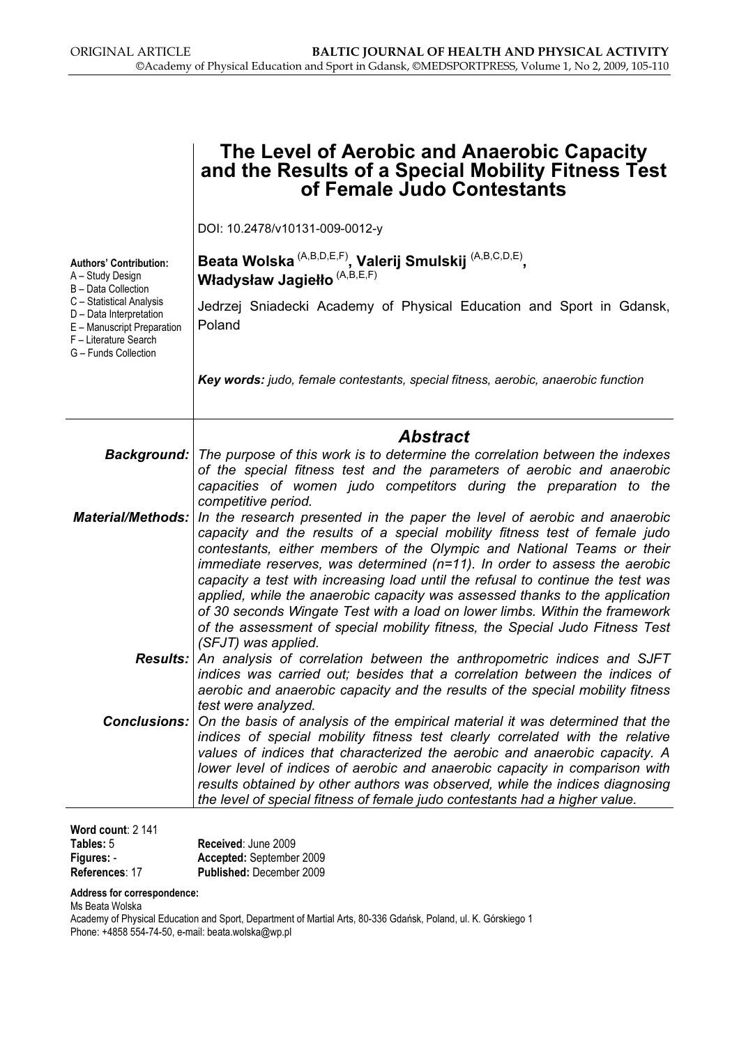ORIGINAL ARTICLE

# The Level of Aerobic and Anaerobic Capacity and the Results of a Special Mobility Fitness Test of Female Judo Contestants

DOI: 10.2478/v10131-009-0012-y

**Authors' Contribution:**
A – Study Design
B – Data Collection
C – Statistical Analysis
D – Data Interpretation
E – Manuscript Preparation
F – Literature Search
G – Funds Collection

**Beata Wolska** (A,B,D,E,F), **Valerij Smulskij** (A,B,C,D,E), **Władysław Jagiełło** (A,B,E,F)

Jedrzej Sniadecki Academy of Physical Education and Sport in Gdansk, Poland

***Key words:*** *judo, female contestants, special fitness, aerobic, anaerobic function*

## *Abstract*

***Background:*** *The purpose of this work is to determine the correlation between the indexes of the special fitness test and the parameters of aerobic and anaerobic capacities of women judo competitors during the preparation to the competitive period.*

***Material/Methods:*** *In the research presented in the paper the level of aerobic and anaerobic capacity and the results of a special mobility fitness test of female judo contestants, either members of the Olympic and National Teams or their immediate reserves, was determined (n=11). In order to assess the aerobic capacity a test with increasing load until the refusal to continue the test was applied, while the anaerobic capacity was assessed thanks to the application of 30 seconds Wingate Test with a load on lower limbs. Within the framework of the assessment of special mobility fitness, the Special Judo Fitness Test (SFJT) was applied.*

***Results:*** *An analysis of correlation between the anthropometric indices and SJFT indices was carried out; besides that a correlation between the indices of aerobic and anaerobic capacity and the results of the special mobility fitness test were analyzed.*

***Conclusions:*** *On the basis of analysis of the empirical material it was determined that the indices of special mobility fitness test clearly correlated with the relative values of indices that characterized the aerobic and anaerobic capacity. A lower level of indices of aerobic and anaerobic capacity in comparison with results obtained by other authors was observed, while the indices diagnosing the level of special fitness of female judo contestants had a higher value.*

**Word count**: 2 141
**Tables:** 5
**Figures:** -
**References**: 17

**Received**: June 2009
**Accepted:** September 2009
**Published:** December 2009

**Address for correspondence:**
Ms Beata Wolska
Academy of Physical Education and Sport, Department of Martial Arts, 80-336 Gdańsk, Poland, ul. K. Górskiego 1
Phone: +4858 554-74-50, e-mail: beata.wolska@wp.pl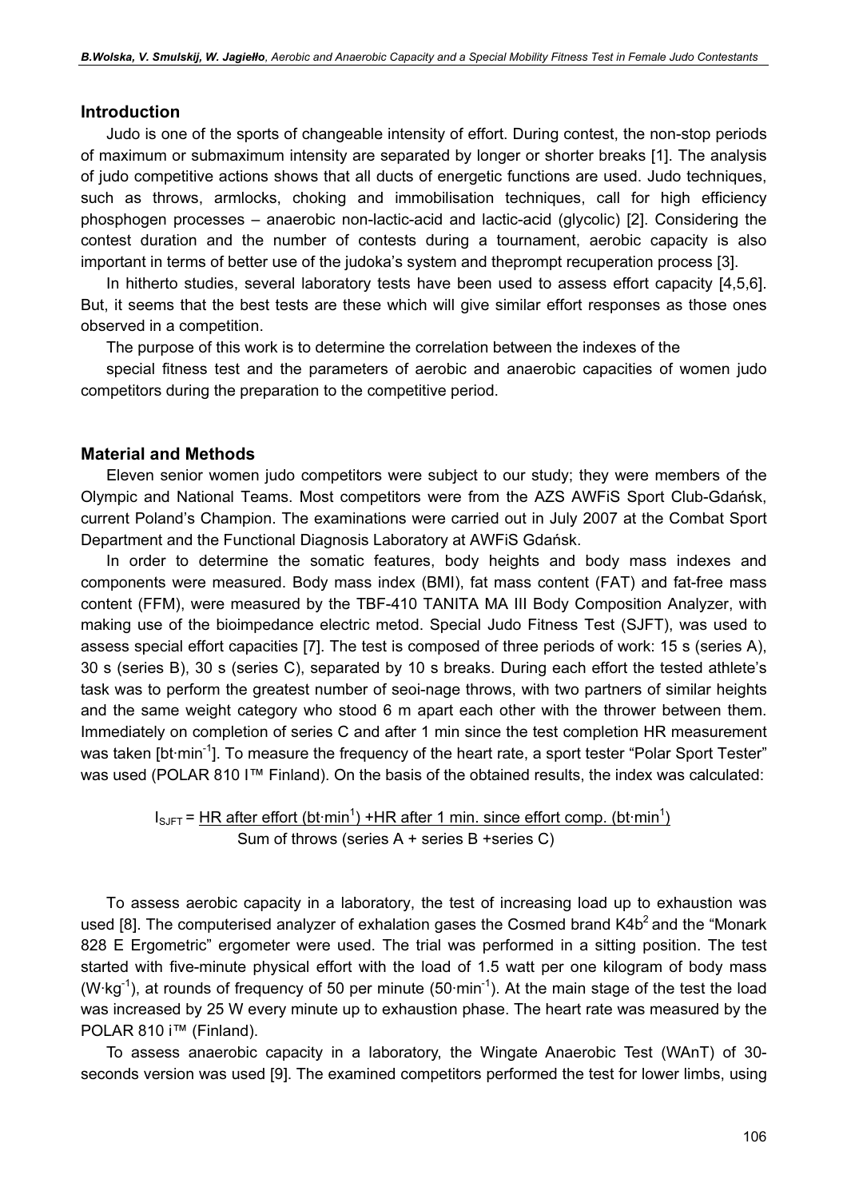## Introduction

Judo is one of the sports of changeable intensity of effort. During contest, the non-stop periods of maximum or submaximum intensity are separated by longer or shorter breaks [1]. The analysis of judo competitive actions shows that all ducts of energetic functions are used. Judo techniques, such as throws, armlocks, choking and immobilisation techniques, call for high efficiency phosphogen processes – anaerobic non-lactic-acid and lactic-acid (glycolic) [2]. Considering the contest duration and the number of contests during a tournament, aerobic capacity is also important in terms of better use of the judoka's system and theprompt recuperation process [3].

In hitherto studies, several laboratory tests have been used to assess effort capacity [4,5,6]. But, it seems that the best tests are these which will give similar effort responses as those ones observed in a competition.

The purpose of this work is to determine the correlation between the indexes of the

special fitness test and the parameters of aerobic and anaerobic capacities of women judo competitors during the preparation to the competitive period.

## Material and Methods

Eleven senior women judo competitors were subject to our study; they were members of the Olympic and National Teams. Most competitors were from the AZS AWFiS Sport Club-Gdańsk, current Poland's Champion. The examinations were carried out in July 2007 at the Combat Sport Department and the Functional Diagnosis Laboratory at AWFiS Gdańsk.

In order to determine the somatic features, body heights and body mass indexes and components were measured. Body mass index (BMI), fat mass content (FAT) and fat-free mass content (FFM), were measured by the TBF-410 TANITA MA III Body Composition Analyzer, with making use of the bioimpedance electric metod. Special Judo Fitness Test (SJFT), was used to assess special effort capacities [7]. The test is composed of three periods of work: 15 s (series A), 30 s (series B), 30 s (series C), separated by 10 s breaks. During each effort the tested athlete's task was to perform the greatest number of seoi-nage throws, with two partners of similar heights and the same weight category who stood 6 m apart each other with the thrower between them. Immediately on completion of series C and after 1 min since the test completion HR measurement was taken [$bt{\cdot}min^{-1}$]. To measure the frequency of the heart rate, a sport tester "Polar Sport Tester" was used (POLAR 810 I™ Finland). On the basis of the obtained results, the index was calculated:

$$I_{SJFT} = \frac{\text{HR after effort } (bt{\cdot}min^{1}) + \text{HR after 1 min. since effort comp. } (bt{\cdot}min^{1})}{\text{Sum of throws (series A + series B + series C)}}$$

To assess aerobic capacity in a laboratory, the test of increasing load up to exhaustion was used [8]. The computerised analyzer of exhalation gases the Cosmed brand $K4b^2$ and the "Monark 828 E Ergometric" ergometer were used. The trial was performed in a sitting position. The test started with five-minute physical effort with the load of 1.5 watt per one kilogram of body mass ($W{\cdot}kg^{-1}$), at rounds of frequency of 50 per minute ($50{\cdot}min^{-1}$). At the main stage of the test the load was increased by 25 W every minute up to exhaustion phase. The heart rate was measured by the POLAR 810 i™ (Finland).

To assess anaerobic capacity in a laboratory, the Wingate Anaerobic Test (WAnT) of 30-seconds version was used [9]. The examined competitors performed the test for lower limbs, using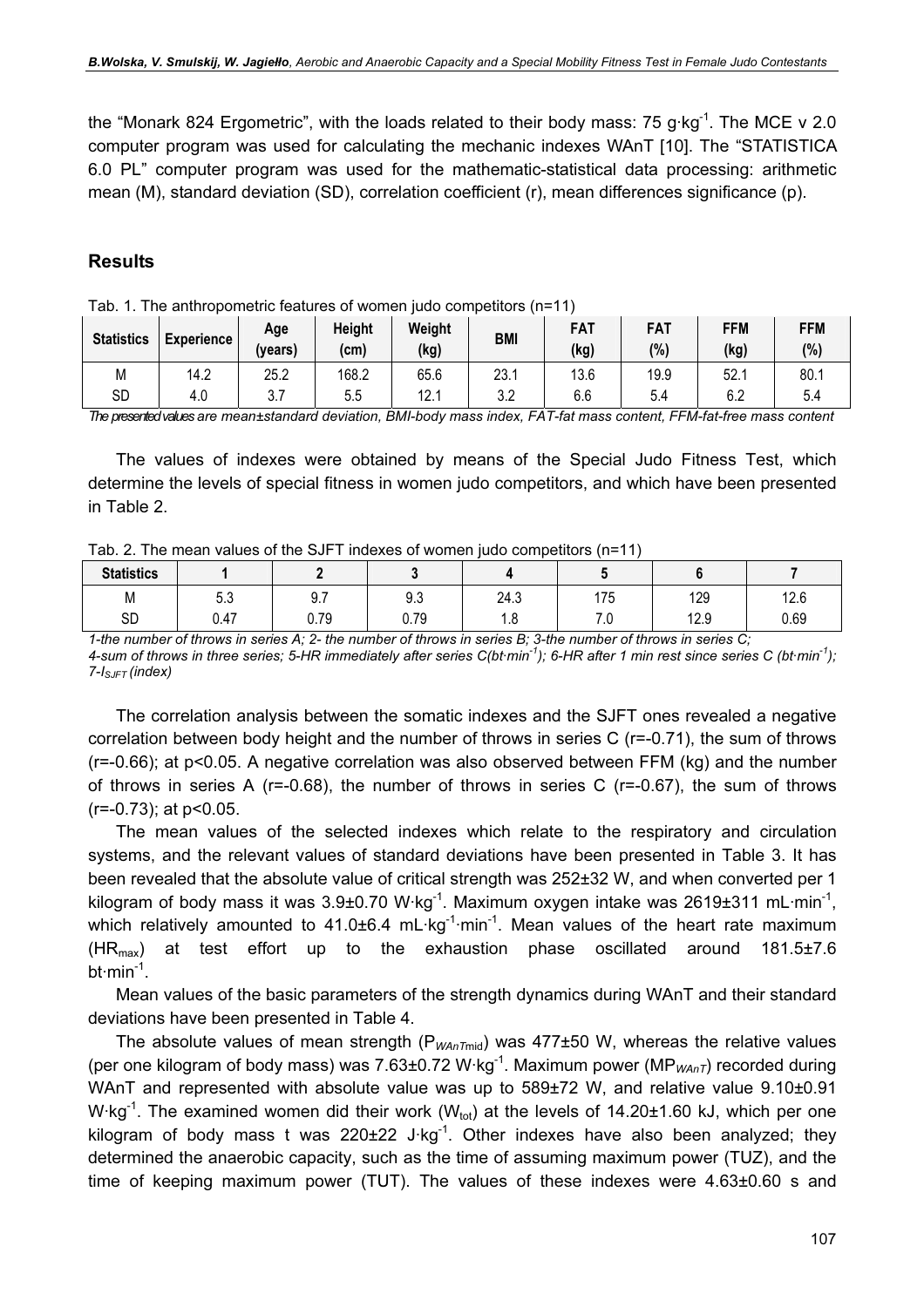the "Monark 824 Ergometric", with the loads related to their body mass: 75 g·kg$^{-1}$. The MCE v 2.0 computer program was used for calculating the mechanic indexes WAnT [10]. The "STATISTICA 6.0 PL" computer program was used for the mathematic-statistical data processing: arithmetic mean (M), standard deviation (SD), correlation coefficient (r), mean differences significance (p).

## Results

Tab. 1. The anthropometric features of women judo competitors (n=11)

| Statistics | Experience | Age (years) | Height (cm) | Weight (kg) | BMI | FAT (kg) | FAT (%) | FFM (kg) | FFM (%) |
|---|---|---|---|---|---|---|---|---|---|
| M | 14.2 | 25.2 | 168.2 | 65.6 | 23.1 | 13.6 | 19.9 | 52.1 | 80.1 |
| SD | 4.0 | 3.7 | 5.5 | 12.1 | 3.2 | 6.6 | 5.4 | 6.2 | 5.4 |

*The presented values are mean±standard deviation, BMI-body mass index, FAT-fat mass content, FFM-fat-free mass content*

The values of indexes were obtained by means of the Special Judo Fitness Test, which determine the levels of special fitness in women judo competitors, and which have been presented in Table 2.

Tab. 2. The mean values of the SJFT indexes of women judo competitors (n=11)

| Statistics | 1 | 2 | 3 | 4 | 5 | 6 | 7 |
|---|---|---|---|---|---|---|---|
| M | 5.3 | 9.7 | 9.3 | 24.3 | 175 | 129 | 12.6 |
| SD | 0.47 | 0.79 | 0.79 | 1.8 | 7.0 | 12.9 | 0.69 |

*1-the number of throws in series A; 2- the number of throws in series B; 3-the number of throws in series C; 4-sum of throws in three series; 5-HR immediately after series C(bt·min$^{-1}$); 6-HR after 1 min rest since series C (bt·min$^{-1}$); 7-$I_{SJFT}$ (index)*

The correlation analysis between the somatic indexes and the SJFT ones revealed a negative correlation between body height and the number of throws in series C (r=-0.71), the sum of throws (r=-0.66); at p<0.05. A negative correlation was also observed between FFM (kg) and the number of throws in series A (r=-0.68), the number of throws in series C (r=-0.67), the sum of throws (r=-0.73); at p<0.05.

The mean values of the selected indexes which relate to the respiratory and circulation systems, and the relevant values of standard deviations have been presented in Table 3. It has been revealed that the absolute value of critical strength was 252±32 W, and when converted per 1 kilogram of body mass it was 3.9±0.70 W·kg$^{-1}$. Maximum oxygen intake was 2619±311 mL·min$^{-1}$, which relatively amounted to 41.0±6.4 mL·kg$^{-1}$·min$^{-1}$. Mean values of the heart rate maximum ($HR_{max}$) at test effort up to the exhaustion phase oscillated around 181.5±7.6 bt·min$^{-1}$.

Mean values of the basic parameters of the strength dynamics during WAnT and their standard deviations have been presented in Table 4.

The absolute values of mean strength ($P_{WAnTmid}$) was 477±50 W, whereas the relative values (per one kilogram of body mass) was 7.63±0.72 W·kg$^{-1}$. Maximum power ($MP_{WAnT}$) recorded during WAnT and represented with absolute value was up to 589±72 W, and relative value 9.10±0.91 W·kg$^{-1}$. The examined women did their work ($W_{tot}$) at the levels of 14.20±1.60 kJ, which per one kilogram of body mass t was 220±22 J·kg$^{-1}$. Other indexes have also been analyzed; they determined the anaerobic capacity, such as the time of assuming maximum power (TUZ), and the time of keeping maximum power (TUT). The values of these indexes were 4.63±0.60 s and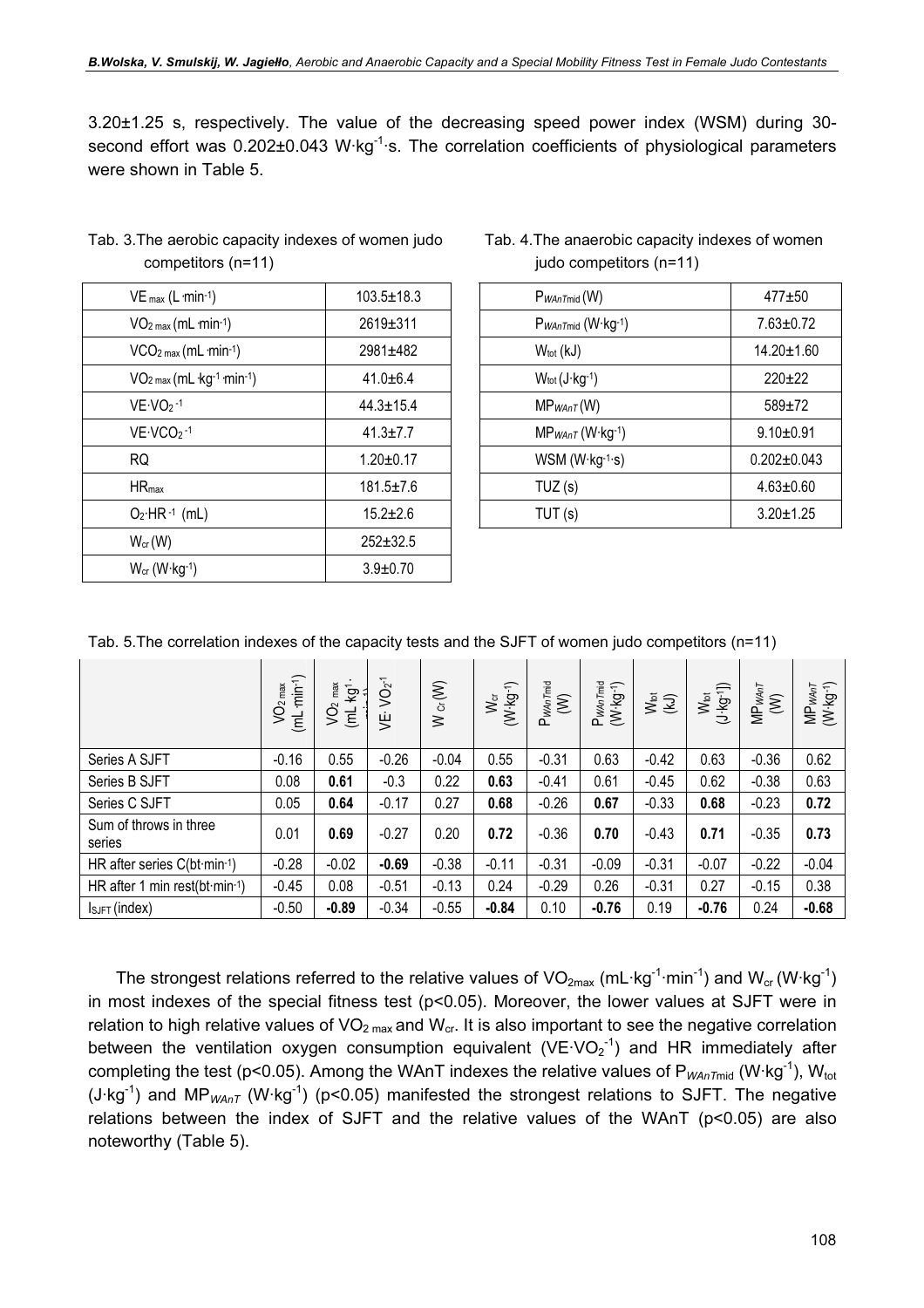3.20±1.25 s, respectively. The value of the decreasing speed power index (WSM) during 30-second effort was 0.202±0.043 $W \cdot kg^{-1} \cdot s$. The correlation coefficients of physiological parameters were shown in Table 5.

Tab. 3.The aerobic capacity indexes of women judo competitors (n=11)

| | |
|---|---|
| $VE_{max}$ ($L \cdot min^{-1}$) | 103.5±18.3 |
| $VO_{2\,max}$ ($mL \cdot min^{-1}$) | 2619±311 |
| $VCO_{2\,max}$ ($mL \cdot min^{-1}$) | 2981±482 |
| $VO_{2\,max}$ ($mL \cdot kg^{-1} \cdot min^{-1}$) | 41.0±6.4 |
| $VE \cdot VO_2^{-1}$ | 44.3±15.4 |
| $VE \cdot VCO_2^{-1}$ | 41.3±7.7 |
| RQ | 1.20±0.17 |
| $HR_{max}$ | 181.5±7.6 |
| $O_2 \cdot HR^{-1}$ (mL) | 15.2±2.6 |
| $W_{cr}$ (W) | 252±32.5 |
| $W_{cr}$ ($W \cdot kg^{-1}$) | 3.9±0.70 |

Tab. 4.The anaerobic capacity indexes of women judo competitors (n=11)

| | |
|---|---|
| $P_{WAnTmid}$ (W) | 477±50 |
| $P_{WAnTmid}$ ($W \cdot kg^{-1}$) | 7.63±0.72 |
| $W_{tot}$ (kJ) | 14.20±1.60 |
| $W_{tot}$ ($J \cdot kg^{-1}$) | 220±22 |
| $MP_{WAnT}$ (W) | 589±72 |
| $MP_{WAnT}$ ($W \cdot kg^{-1}$) | 9.10±0.91 |
| WSM ($W \cdot kg^{-1} \cdot s$) | 0.202±0.043 |
| TUZ (s) | 4.63±0.60 |
| TUT (s) | 3.20±1.25 |

Tab. 5.The correlation indexes of the capacity tests and the SJFT of women judo competitors (n=11)

| | $VO_{2\,max}$ ($mL \cdot min^{-1}$) | $VO_{2\,max}$ ($mL \cdot kg^{-1} \cdot min^{-1}$) | $VE \cdot VO_2^{-1}$ | $W_{cr}$ (W) | $W_{cr}$ ($W \cdot kg^{-1}$) | $P_{WAnTmid}$ (W) | $P_{WAnTmid}$ ($W \cdot kg^{-1}$) | $W_{tot}$ (kJ) | $W_{tot}$ ($J \cdot kg^{-1}$) | $MP_{WAnT}$ (W) | $MP_{WAnT}$ ($W \cdot kg^{-1}$) |
|---|---|---|---|---|---|---|---|---|---|---|---|
| Series A SJFT | -0.16 | 0.55 | -0.26 | -0.04 | 0.55 | -0.31 | 0.63 | -0.42 | 0.63 | -0.36 | 0.62 |
| Series B SJFT | 0.08 | **0.61** | -0.3 | 0.22 | **0.63** | -0.41 | 0.61 | -0.45 | 0.62 | -0.38 | 0.63 |
| Series C SJFT | 0.05 | **0.64** | -0.17 | 0.27 | **0.68** | -0.26 | **0.67** | -0.33 | **0.68** | -0.23 | **0.72** |
| Sum of throws in three series | 0.01 | **0.69** | -0.27 | 0.20 | **0.72** | -0.36 | **0.70** | -0.43 | **0.71** | -0.35 | **0.73** |
| HR after series C($bt \cdot min^{-1}$) | -0.28 | -0.02 | **-0.69** | -0.38 | -0.11 | -0.31 | -0.09 | -0.31 | -0.07 | -0.22 | -0.04 |
| HR after 1 min rest($bt \cdot min^{-1}$) | -0.45 | 0.08 | -0.51 | -0.13 | 0.24 | -0.29 | 0.26 | -0.31 | 0.27 | -0.15 | 0.38 |
| $I_{SJFT}$ (index) | -0.50 | **-0.89** | -0.34 | -0.55 | **-0.84** | 0.10 | **-0.76** | 0.19 | **-0.76** | 0.24 | **-0.68** |

The strongest relations referred to the relative values of $VO_{2max}$ ($mL \cdot kg^{-1} \cdot min^{-1}$) and $W_{cr}$ ($W \cdot kg^{-1}$) in most indexes of the special fitness test ($p<0.05$). Moreover, the lower values at SJFT were in relation to high relative values of $VO_{2\,max}$ and $W_{cr}$. It is also important to see the negative correlation between the ventilation oxygen consumption equivalent ($VE \cdot VO_2^{-1}$) and HR immediately after completing the test ($p<0.05$). Among the WAnT indexes the relative values of $P_{WAnTmid}$ ($W \cdot kg^{-1}$), $W_{tot}$ ($J \cdot kg^{-1}$) and $MP_{WAnT}$ ($W \cdot kg^{-1}$) ($p<0.05$) manifested the strongest relations to SJFT. The negative relations between the index of SJFT and the relative values of the WAnT ($p<0.05$) are also noteworthy (Table 5).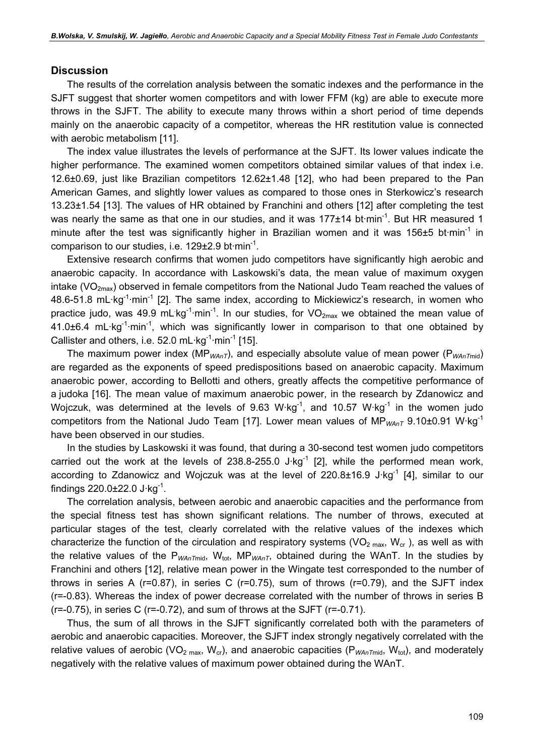## Discussion

The results of the correlation analysis between the somatic indexes and the performance in the SJFT suggest that shorter women competitors and with lower FFM (kg) are able to execute more throws in the SJFT. The ability to execute many throws within a short period of time depends mainly on the anaerobic capacity of a competitor, whereas the HR restitution value is connected with aerobic metabolism [11].

The index value illustrates the levels of performance at the SJFT. Its lower values indicate the higher performance. The examined women competitors obtained similar values of that index i.e. 12.6±0.69, just like Brazilian competitors 12.62±1.48 [12], who had been prepared to the Pan American Games, and slightly lower values as compared to those ones in Sterkowicz's research 13.23±1.54 [13]. The values of HR obtained by Franchini and others [12] after completing the test was nearly the same as that one in our studies, and it was 177±14 $bt \cdot min^{-1}$. But HR measured 1 minute after the test was significantly higher in Brazilian women and it was 156±5 $bt \cdot min^{-1}$ in comparison to our studies, i.e. 129±2.9 $bt \cdot min^{-1}$.

Extensive research confirms that women judo competitors have significantly high aerobic and anaerobic capacity. In accordance with Laskowski's data, the mean value of maximum oxygen intake ($VO_{2max}$) observed in female competitors from the National Judo Team reached the values of 48.6-51.8 $mL \cdot kg^{-1} \cdot min^{-1}$ [2]. The same index, according to Mickiewicz's research, in women who practice judo, was 49.9 $mL \cdot kg^{-1} \cdot min^{-1}$. In our studies, for $VO_{2max}$ we obtained the mean value of 41.0±6.4 $mL \cdot kg^{-1} \cdot min^{-1}$, which was significantly lower in comparison to that one obtained by Callister and others, i.e. 52.0 $mL \cdot kg^{-1} \cdot min^{-1}$ [15].

The maximum power index ($MP_{WAnT}$), and especially absolute value of mean power ($P_{WAnTmid}$) are regarded as the exponents of speed predispositions based on anaerobic capacity. Maximum anaerobic power, according to Bellotti and others, greatly affects the competitive performance of a judoka [16]. The mean value of maximum anaerobic power, in the research by Zdanowicz and Wojczuk, was determined at the levels of 9.63 $W \cdot kg^{-1}$, and 10.57 $W \cdot kg^{-1}$ in the women judo competitors from the National Judo Team [17]. Lower mean values of $MP_{WAnT}$ 9.10±0.91 $W \cdot kg^{-1}$ have been observed in our studies.

In the studies by Laskowski it was found, that during a 30-second test women judo competitors carried out the work at the levels of 238.8-255.0 $J \cdot kg^{-1}$ [2], while the performed mean work, according to Zdanowicz and Wojczuk was at the level of 220.8±16.9 $J \cdot kg^{-1}$ [4], similar to our findings 220.0±22.0 $J \cdot kg^{-1}$.

The correlation analysis, between aerobic and anaerobic capacities and the performance from the special fitness test has shown significant relations. The number of throws, executed at particular stages of the test, clearly correlated with the relative values of the indexes which characterize the function of the circulation and respiratory systems ($VO_{2\,max}$, $W_{cr}$ ), as well as with the relative values of the $P_{WAnTmid}$, $W_{tot}$, $MP_{WAnT}$, obtained during the WAnT. In the studies by Franchini and others [12], relative mean power in the Wingate test corresponded to the number of throws in series A (r=0.87), in series C (r=0.75), sum of throws (r=0.79), and the SJFT index (r=-0.83). Whereas the index of power decrease correlated with the number of throws in series B (r=-0.75), in series C (r=-0.72), and sum of throws at the SJFT (r=-0.71).

Thus, the sum of all throws in the SJFT significantly correlated both with the parameters of aerobic and anaerobic capacities. Moreover, the SJFT index strongly negatively correlated with the relative values of aerobic ($VO_{2\,max}$, $W_{cr}$), and anaerobic capacities ($P_{WAnTmid}$, $W_{tot}$), and moderately negatively with the relative values of maximum power obtained during the WAnT.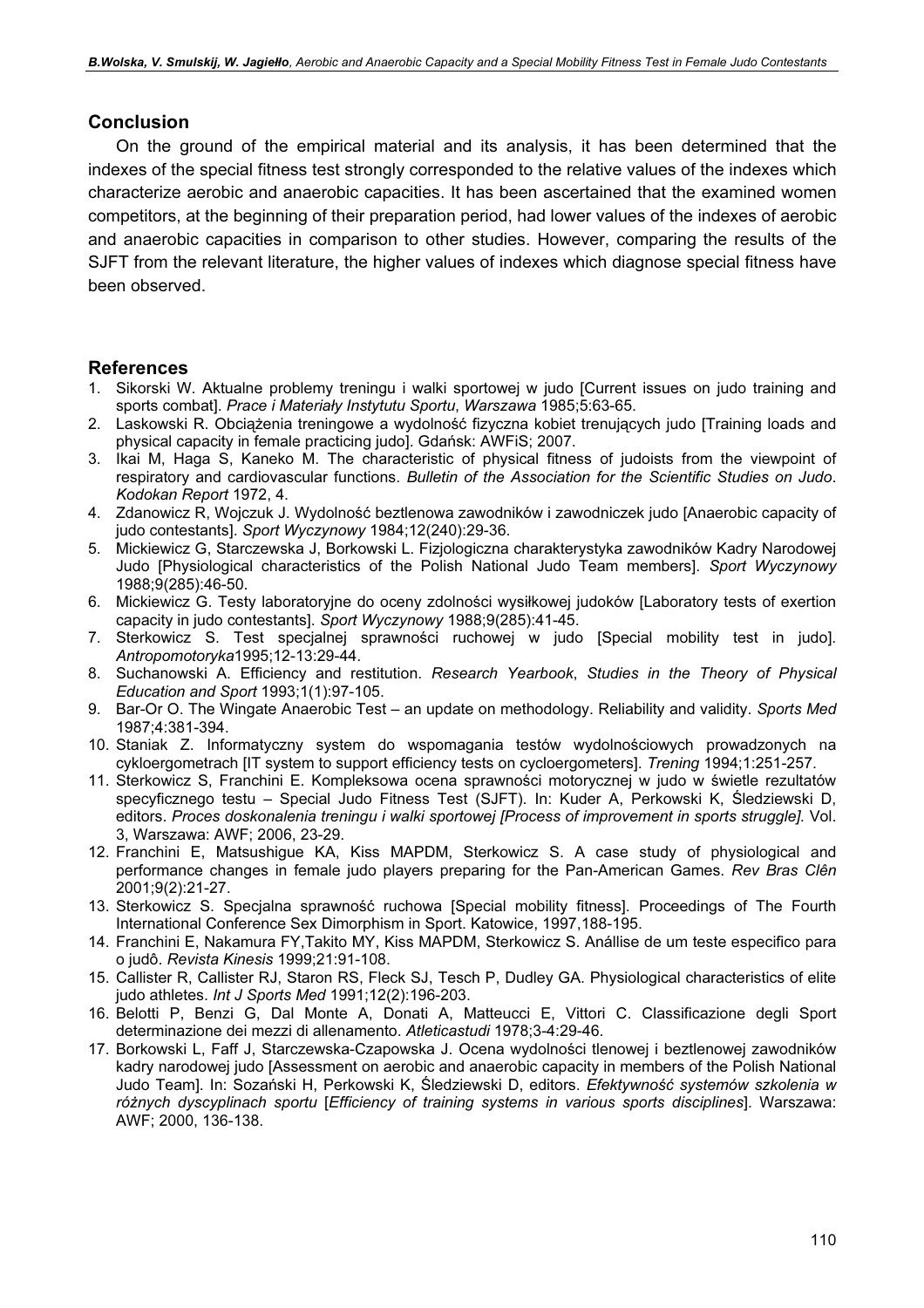## Conclusion

On the ground of the empirical material and its analysis, it has been determined that the indexes of the special fitness test strongly corresponded to the relative values of the indexes which characterize aerobic and anaerobic capacities. It has been ascertained that the examined women competitors, at the beginning of their preparation period, had lower values of the indexes of aerobic and anaerobic capacities in comparison to other studies. However, comparing the results of the SJFT from the relevant literature, the higher values of indexes which diagnose special fitness have been observed.

## References

1. Sikorski W. Aktualne problemy treningu i walki sportowej w judo [Current issues on judo training and sports combat]. *Prace i Materiały Instytutu Sportu*, *Warszawa* 1985;5:63-65.
2. Laskowski R. Obciążenia treningowe a wydolność fizyczna kobiet trenujących judo [Training loads and physical capacity in female practicing judo]. Gdańsk: AWFiS; 2007.
3. Ikai M, Haga S, Kaneko M. The characteristic of physical fitness of judoists from the viewpoint of respiratory and cardiovascular functions. *Bulletin of the Association for the Scientific Studies on Judo*. *Kodokan Report* 1972, 4.
4. Zdanowicz R, Wojczuk J. Wydolność beztlenowa zawodników i zawodniczek judo [Anaerobic capacity of judo contestants]. *Sport Wyczynowy* 1984;12(240):29-36.
5. Mickiewicz G, Starczewska J, Borkowski L. Fizjologiczna charakterystyka zawodników Kadry Narodowej Judo [Physiological characteristics of the Polish National Judo Team members]. *Sport Wyczynowy* 1988;9(285):46-50.
6. Mickiewicz G. Testy laboratoryjne do oceny zdolności wysiłkowej judoków [Laboratory tests of exertion capacity in judo contestants]. *Sport Wyczynowy* 1988;9(285):41-45.
7. Sterkowicz S. Test specjalnej sprawności ruchowej w judo [Special mobility test in judo]. *Antropomotoryka*1995;12-13:29-44.
8. Suchanowski A. Efficiency and restitution. *Research Yearbook*, *Studies in the Theory of Physical Education and Sport* 1993;1(1):97-105.
9. Bar-Or O. The Wingate Anaerobic Test – an update on methodology. Reliability and validity. *Sports Med* 1987;4:381-394.
10. Staniak Z. Informatyczny system do wspomagania testów wydolnościowych prowadzonych na cykloergometrach [IT system to support efficiency tests on cycloergometers]. *Trening* 1994;1:251-257.
11. Sterkowicz S, Franchini E. Kompleksowa ocena sprawności motorycznej w judo w świetle rezultatów specyficznego testu – Special Judo Fitness Test (SJFT). In: Kuder A, Perkowski K, Śledziewski D, editors. *Proces doskonalenia treningu i walki sportowej [Process of improvement in sports struggle].* Vol. 3, Warszawa: AWF; 2006, 23-29.
12. Franchini E, Matsushigue KA, Kiss MAPDM, Sterkowicz S. A case study of physiological and performance changes in female judo players preparing for the Pan-American Games. *Rev Bras Clên* 2001;9(2):21-27.
13. Sterkowicz S. Specjalna sprawność ruchowa [Special mobility fitness]. Proceedings of The Fourth International Conference Sex Dimorphism in Sport. Katowice, 1997,188-195.
14. Franchini E, Nakamura FY,Takito MY, Kiss MAPDM, Sterkowicz S. Anállise de um teste especifico para o judô. *Revista Kinesis* 1999;21:91-108.
15. Callister R, Callister RJ, Staron RS, Fleck SJ, Tesch P, Dudley GA. Physiological characteristics of elite judo athletes. *Int J Sports Med* 1991;12(2):196-203.
16. Belotti P, Benzi G, Dal Monte A, Donati A, Matteucci E, Vittori C. Classificazione degli Sport determinazione dei mezzi di allenamento. *Atleticastudi* 1978;3-4:29-46.
17. Borkowski L, Faff J, Starczewska-Czapowska J. Ocena wydolności tlenowej i beztlenowej zawodników kadry narodowej judo [Assessment on aerobic and anaerobic capacity in members of the Polish National Judo Team]. In: Sozański H, Perkowski K, Śledziewski D, editors. *Efektywność systemów szkolenia w różnych dyscyplinach sportu* [*Efficiency of training systems in various sports disciplines*]. Warszawa: AWF; 2000, 136-138.